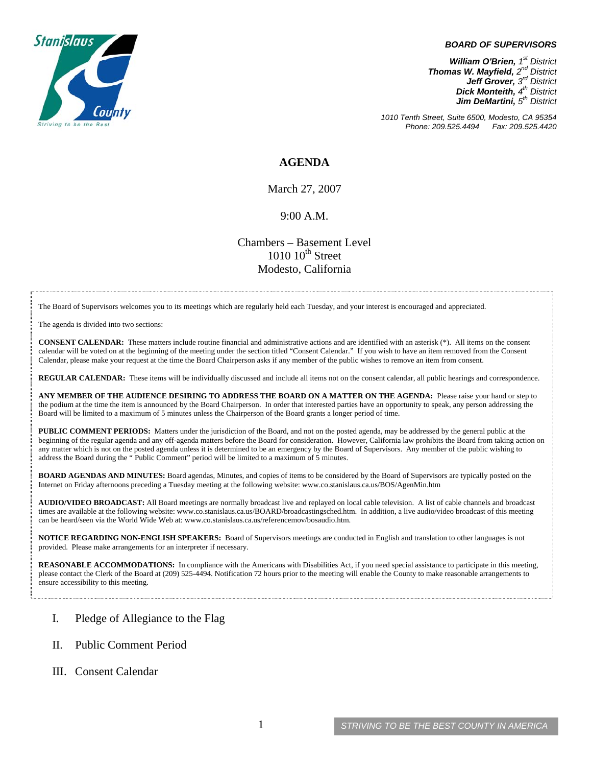**BOARD OF SUPERVISORS**

***William O'Brien,** 1st District*
***Thomas W. Mayfield,** 2nd District*
***Jeff Grover,** 3rd District*
***Dick Monteith,** 4th District*
***Jim DeMartini,** 5th District*

*1010 Tenth Street, Suite 6500, Modesto, CA 95354*
*Phone: 209.525.4494 Fax: 209.525.4420*

# AGENDA

March 27, 2007

9:00 A.M.

Chambers – Basement Level
1010 10th Street
Modesto, California

The Board of Supervisors welcomes you to its meetings which are regularly held each Tuesday, and your interest is encouraged and appreciated.

The agenda is divided into two sections:

**CONSENT CALENDAR:** These matters include routine financial and administrative actions and are identified with an asterisk (*). All items on the consent calendar will be voted on at the beginning of the meeting under the section titled "Consent Calendar." If you wish to have an item removed from the Consent Calendar, please make your request at the time the Board Chairperson asks if any member of the public wishes to remove an item from consent.

**REGULAR CALENDAR:** These items will be individually discussed and include all items not on the consent calendar, all public hearings and correspondence.

**ANY MEMBER OF THE AUDIENCE DESIRING TO ADDRESS THE BOARD ON A MATTER ON THE AGENDA:** Please raise your hand or step to the podium at the time the item is announced by the Board Chairperson. In order that interested parties have an opportunity to speak, any person addressing the Board will be limited to a maximum of 5 minutes unless the Chairperson of the Board grants a longer period of time.

**PUBLIC COMMENT PERIODS:** Matters under the jurisdiction of the Board, and not on the posted agenda, may be addressed by the general public at the beginning of the regular agenda and any off-agenda matters before the Board for consideration. However, California law prohibits the Board from taking action on any matter which is not on the posted agenda unless it is determined to be an emergency by the Board of Supervisors. Any member of the public wishing to address the Board during the " Public Comment" period will be limited to a maximum of 5 minutes.

**BOARD AGENDAS AND MINUTES:** Board agendas, Minutes, and copies of items to be considered by the Board of Supervisors are typically posted on the Internet on Friday afternoons preceding a Tuesday meeting at the following website: www.co.stanislaus.ca.us/BOS/AgenMin.htm

**AUDIO/VIDEO BROADCAST:** All Board meetings are normally broadcast live and replayed on local cable television. A list of cable channels and broadcast times are available at the following website: www.co.stanislaus.ca.us/BOARD/broadcastingsched.htm. In addition, a live audio/video broadcast of this meeting can be heard/seen via the World Wide Web at: www.co.stanislaus.ca.us/referencemov/bosaudio.htm.

**NOTICE REGARDING NON-ENGLISH SPEAKERS:** Board of Supervisors meetings are conducted in English and translation to other languages is not provided. Please make arrangements for an interpreter if necessary.

**REASONABLE ACCOMMODATIONS:** In compliance with the Americans with Disabilities Act, if you need special assistance to participate in this meeting, please contact the Clerk of the Board at (209) 525-4494. Notification 72 hours prior to the meeting will enable the County to make reasonable arrangements to ensure accessibility to this meeting.

I. Pledge of Allegiance to the Flag

II. Public Comment Period

III. Consent Calendar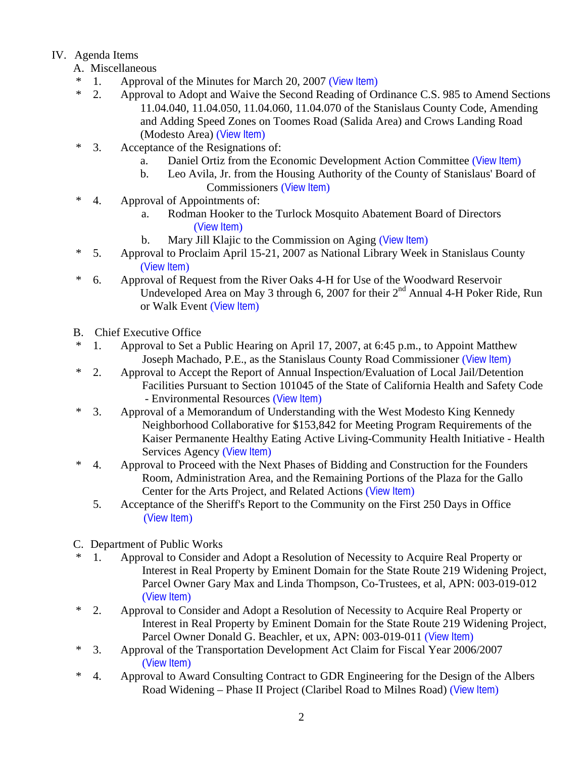IV. Agenda Items

A. Miscellaneous

* 1. Approval of the Minutes for March 20, 2007 (View Item)
* 2. Approval to Adopt and Waive the Second Reading of Ordinance C.S. 985 to Amend Sections 11.04.040, 11.04.050, 11.04.060, 11.04.070 of the Stanislaus County Code, Amending and Adding Speed Zones on Toomes Road (Salida Area) and Crows Landing Road (Modesto Area) (View Item)
* 3. Acceptance of the Resignations of:
  - a. Daniel Ortiz from the Economic Development Action Committee (View Item)
  - b. Leo Avila, Jr. from the Housing Authority of the County of Stanislaus' Board of Commissioners (View Item)
* 4. Approval of Appointments of:
  - a. Rodman Hooker to the Turlock Mosquito Abatement Board of Directors (View Item)
  - b. Mary Jill Klajic to the Commission on Aging (View Item)
* 5. Approval to Proclaim April 15-21, 2007 as National Library Week in Stanislaus County (View Item)
* 6. Approval of Request from the River Oaks 4-H for Use of the Woodward Reservoir Undeveloped Area on May 3 through 6, 2007 for their 2nd Annual 4-H Poker Ride, Run or Walk Event (View Item)

B. Chief Executive Office

* 1. Approval to Set a Public Hearing on April 17, 2007, at 6:45 p.m., to Appoint Matthew Joseph Machado, P.E., as the Stanislaus County Road Commissioner (View Item)
* 2. Approval to Accept the Report of Annual Inspection/Evaluation of Local Jail/Detention Facilities Pursuant to Section 101045 of the State of California Health and Safety Code - Environmental Resources (View Item)
* 3. Approval of a Memorandum of Understanding with the West Modesto King Kennedy Neighborhood Collaborative for $153,842 for Meeting Program Requirements of the Kaiser Permanente Healthy Eating Active Living-Community Health Initiative - Health Services Agency (View Item)
* 4. Approval to Proceed with the Next Phases of Bidding and Construction for the Founders Room, Administration Area, and the Remaining Portions of the Plaza for the Gallo Center for the Arts Project, and Related Actions (View Item)

5. Acceptance of the Sheriff's Report to the Community on the First 250 Days in Office (View Item)

C. Department of Public Works

* 1. Approval to Consider and Adopt a Resolution of Necessity to Acquire Real Property or Interest in Real Property by Eminent Domain for the State Route 219 Widening Project, Parcel Owner Gary Max and Linda Thompson, Co-Trustees, et al, APN: 003-019-012 (View Item)
* 2. Approval to Consider and Adopt a Resolution of Necessity to Acquire Real Property or Interest in Real Property by Eminent Domain for the State Route 219 Widening Project, Parcel Owner Donald G. Beachler, et ux, APN: 003-019-011 (View Item)
* 3. Approval of the Transportation Development Act Claim for Fiscal Year 2006/2007 (View Item)
* 4. Approval to Award Consulting Contract to GDR Engineering for the Design of the Albers Road Widening – Phase II Project (Claribel Road to Milnes Road) (View Item)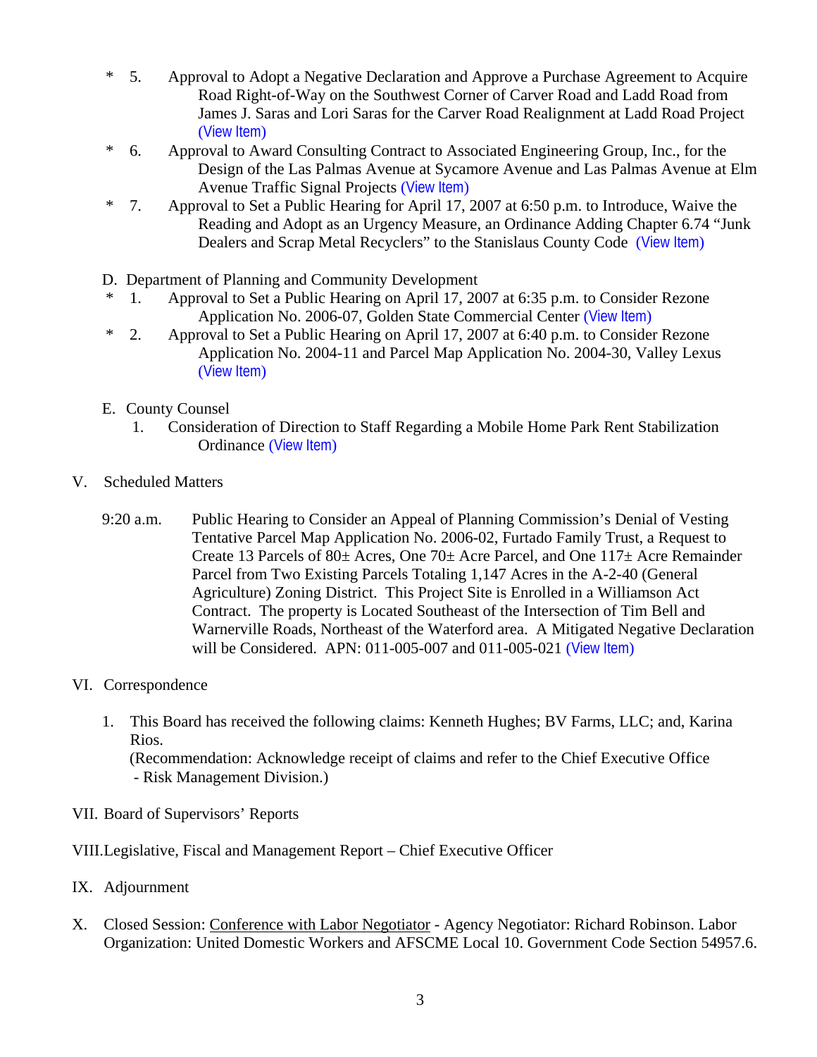\* 5. Approval to Adopt a Negative Declaration and Approve a Purchase Agreement to Acquire Road Right-of-Way on the Southwest Corner of Carver Road and Ladd Road from James J. Saras and Lori Saras for the Carver Road Realignment at Ladd Road Project (View Item)

\* 6. Approval to Award Consulting Contract to Associated Engineering Group, Inc., for the Design of the Las Palmas Avenue at Sycamore Avenue and Las Palmas Avenue at Elm Avenue Traffic Signal Projects (View Item)

\* 7. Approval to Set a Public Hearing for April 17, 2007 at 6:50 p.m. to Introduce, Waive the Reading and Adopt as an Urgency Measure, an Ordinance Adding Chapter 6.74 "Junk Dealers and Scrap Metal Recyclers" to the Stanislaus County Code (View Item)

D. Department of Planning and Community Development

\* 1. Approval to Set a Public Hearing on April 17, 2007 at 6:35 p.m. to Consider Rezone Application No. 2006-07, Golden State Commercial Center (View Item)

\* 2. Approval to Set a Public Hearing on April 17, 2007 at 6:40 p.m. to Consider Rezone Application No. 2004-11 and Parcel Map Application No. 2004-30, Valley Lexus (View Item)

E. County Counsel

1. Consideration of Direction to Staff Regarding a Mobile Home Park Rent Stabilization Ordinance (View Item)

V. Scheduled Matters

9:20 a.m. Public Hearing to Consider an Appeal of Planning Commission's Denial of Vesting Tentative Parcel Map Application No. 2006-02, Furtado Family Trust, a Request to Create 13 Parcels of 80± Acres, One 70± Acre Parcel, and One 117± Acre Remainder Parcel from Two Existing Parcels Totaling 1,147 Acres in the A-2-40 (General Agriculture) Zoning District. This Project Site is Enrolled in a Williamson Act Contract. The property is Located Southeast of the Intersection of Tim Bell and Warnerville Roads, Northeast of the Waterford area. A Mitigated Negative Declaration will be Considered. APN: 011-005-007 and 011-005-021 (View Item)

VI. Correspondence

1. This Board has received the following claims: Kenneth Hughes; BV Farms, LLC; and, Karina Rios.
(Recommendation: Acknowledge receipt of claims and refer to the Chief Executive Office - Risk Management Division.)

VII. Board of Supervisors' Reports

VIII. Legislative, Fiscal and Management Report – Chief Executive Officer

IX. Adjournment

X. Closed Session: Conference with Labor Negotiator - Agency Negotiator: Richard Robinson. Labor Organization: United Domestic Workers and AFSCME Local 10. Government Code Section 54957.6.